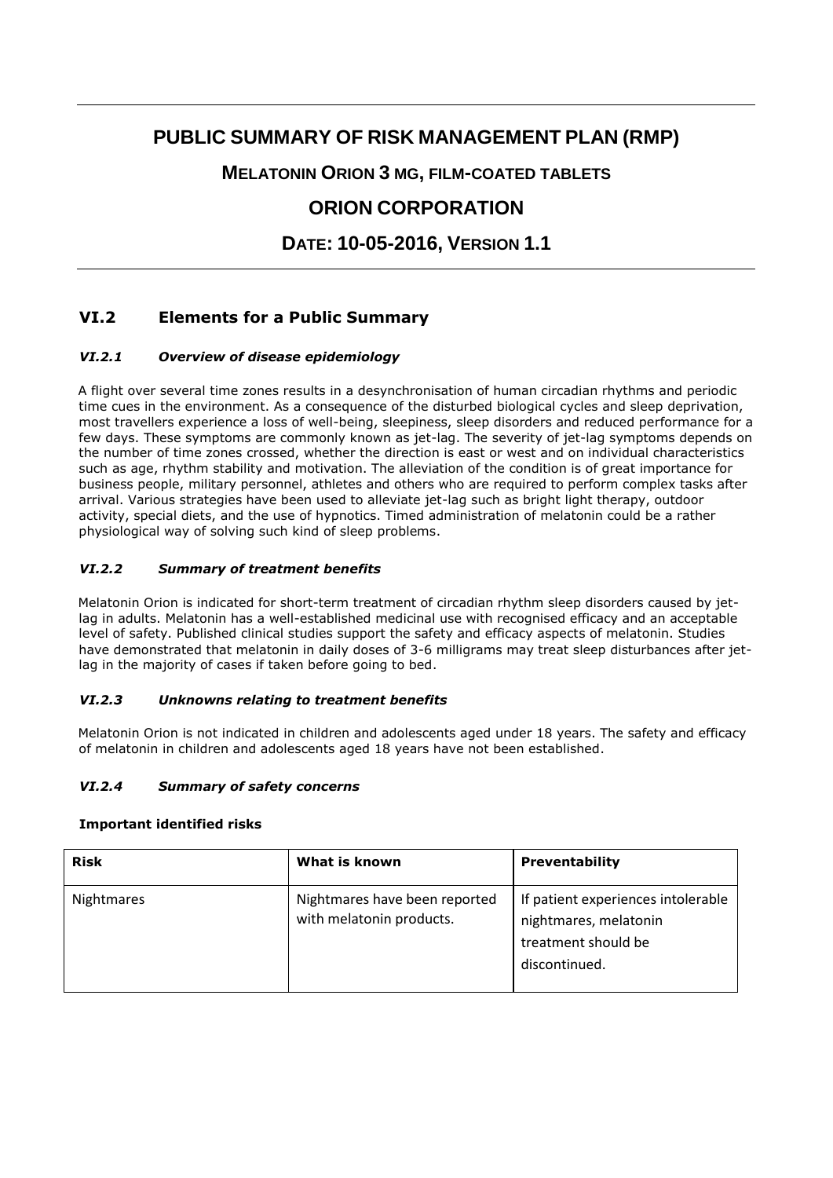# PUBLIC SUMMARY OF RISK MANAGEMENT PLAN (RMP)

## MELATONIN ORION 3 MG, FILM-COATED TABLETS

## ORION CORPORATION

## DATE: 10-05-2016, VERSION 1.1

## VI.2 Elements for a Public Summary

### *VI.2.1 Overview of disease epidemiology*

A flight over several time zones results in a desynchronisation of human circadian rhythms and periodic time cues in the environment. As a consequence of the disturbed biological cycles and sleep deprivation, most travellers experience a loss of well-being, sleepiness, sleep disorders and reduced performance for a few days. These symptoms are commonly known as jet-lag. The severity of jet-lag symptoms depends on the number of time zones crossed, whether the direction is east or west and on individual characteristics such as age, rhythm stability and motivation. The alleviation of the condition is of great importance for business people, military personnel, athletes and others who are required to perform complex tasks after arrival. Various strategies have been used to alleviate jet-lag such as bright light therapy, outdoor activity, special diets, and the use of hypnotics. Timed administration of melatonin could be a rather physiological way of solving such kind of sleep problems.

### *VI.2.2 Summary of treatment benefits*

Melatonin Orion is indicated for short-term treatment of circadian rhythm sleep disorders caused by jet-lag in adults. Melatonin has a well-established medicinal use with recognised efficacy and an acceptable level of safety. Published clinical studies support the safety and efficacy aspects of melatonin. Studies have demonstrated that melatonin in daily doses of 3-6 milligrams may treat sleep disturbances after jet-lag in the majority of cases if taken before going to bed.

### *VI.2.3 Unknowns relating to treatment benefits*

Melatonin Orion is not indicated in children and adolescents aged under 18 years. The safety and efficacy of melatonin in children and adolescents aged 18 years have not been established.

### *VI.2.4 Summary of safety concerns*

**Important identified risks**

| Risk | What is known | Preventability |
|---|---|---|
| Nightmares | Nightmares have been reported with melatonin products. | If patient experiences intolerable nightmares, melatonin treatment should be discontinued. |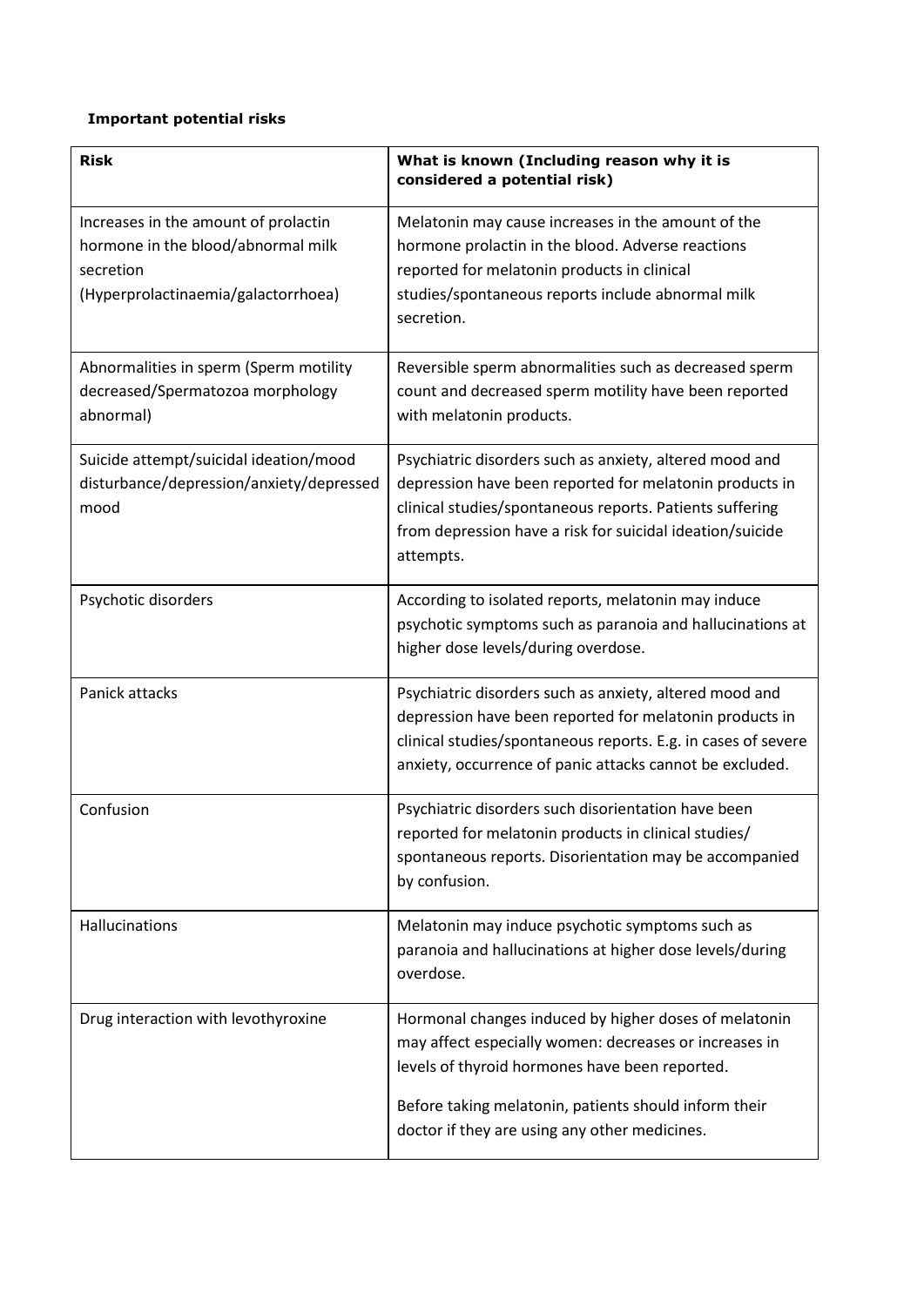**Important potential risks**

| **Risk** | **What is known (Including reason why it is considered a potential risk)** |
| --- | --- |
| Increases in the amount of prolactin hormone in the blood/abnormal milk secretion (Hyperprolactinaemia/galactorrhoea) | Melatonin may cause increases in the amount of the hormone prolactin in the blood. Adverse reactions reported for melatonin products in clinical studies/spontaneous reports include abnormal milk secretion. |
| Abnormalities in sperm (Sperm motility decreased/Spermatozoa morphology abnormal) | Reversible sperm abnormalities such as decreased sperm count and decreased sperm motility have been reported with melatonin products. |
| Suicide attempt/suicidal ideation/mood disturbance/depression/anxiety/depressed mood | Psychiatric disorders such as anxiety, altered mood and depression have been reported for melatonin products in clinical studies/spontaneous reports. Patients suffering from depression have a risk for suicidal ideation/suicide attempts. |
| Psychotic disorders | According to isolated reports, melatonin may induce psychotic symptoms such as paranoia and hallucinations at higher dose levels/during overdose. |
| Panick attacks | Psychiatric disorders such as anxiety, altered mood and depression have been reported for melatonin products in clinical studies/spontaneous reports. E.g. in cases of severe anxiety, occurrence of panic attacks cannot be excluded. |
| Confusion | Psychiatric disorders such disorientation have been reported for melatonin products in clinical studies/ spontaneous reports. Disorientation may be accompanied by confusion. |
| Hallucinations | Melatonin may induce psychotic symptoms such as paranoia and hallucinations at higher dose levels/during overdose. |
| Drug interaction with levothyroxine | Hormonal changes induced by higher doses of melatonin may affect especially women: decreases or increases in levels of thyroid hormones have been reported.<br><br>Before taking melatonin, patients should inform their doctor if they are using any other medicines. |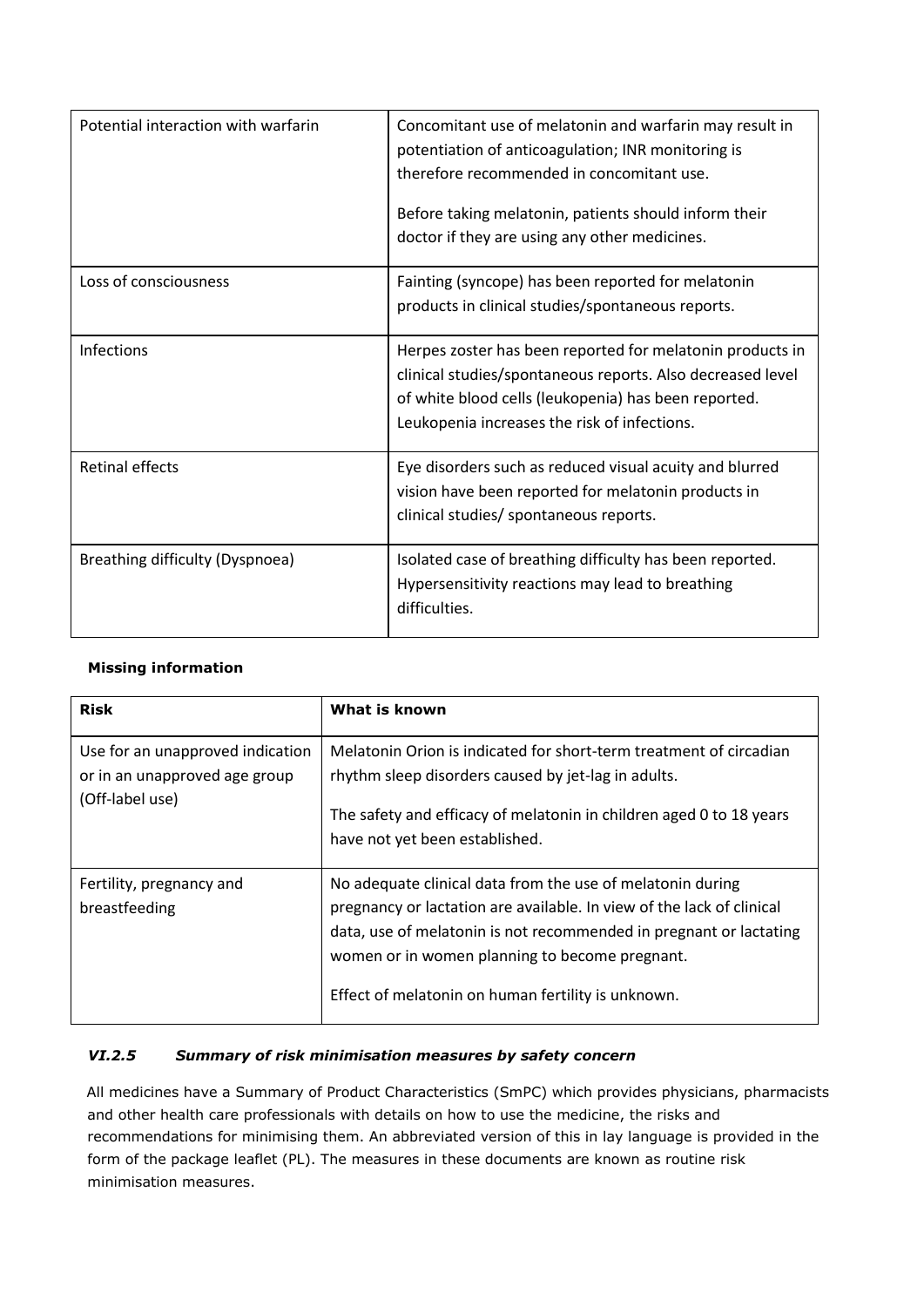| Potential interaction with warfarin | Concomitant use of melatonin and warfarin may result in potentiation of anticoagulation; INR monitoring is therefore recommended in concomitant use.<br><br>Before taking melatonin, patients should inform their doctor if they are using any other medicines. |
|---|---|
| Loss of consciousness | Fainting (syncope) has been reported for melatonin products in clinical studies/spontaneous reports. |
| Infections | Herpes zoster has been reported for melatonin products in clinical studies/spontaneous reports. Also decreased level of white blood cells (leukopenia) has been reported. Leukopenia increases the risk of infections. |
| Retinal effects | Eye disorders such as reduced visual acuity and blurred vision have been reported for melatonin products in clinical studies/ spontaneous reports. |
| Breathing difficulty (Dyspnoea) | Isolated case of breathing difficulty has been reported. Hypersensitivity reactions may lead to breathing difficulties. |

**Missing information**

| Risk | What is known |
|---|---|
| Use for an unapproved indication or in an unapproved age group (Off-label use) | Melatonin Orion is indicated for short-term treatment of circadian rhythm sleep disorders caused by jet-lag in adults.<br><br>The safety and efficacy of melatonin in children aged 0 to 18 years have not yet been established. |
| Fertility, pregnancy and breastfeeding | No adequate clinical data from the use of melatonin during pregnancy or lactation are available. In view of the lack of clinical data, use of melatonin is not recommended in pregnant or lactating women or in women planning to become pregnant.<br><br>Effect of melatonin on human fertility is unknown. |

### *VI.2.5 Summary of risk minimisation measures by safety concern*

All medicines have a Summary of Product Characteristics (SmPC) which provides physicians, pharmacists and other health care professionals with details on how to use the medicine, the risks and recommendations for minimising them. An abbreviated version of this in lay language is provided in the form of the package leaflet (PL). The measures in these documents are known as routine risk minimisation measures.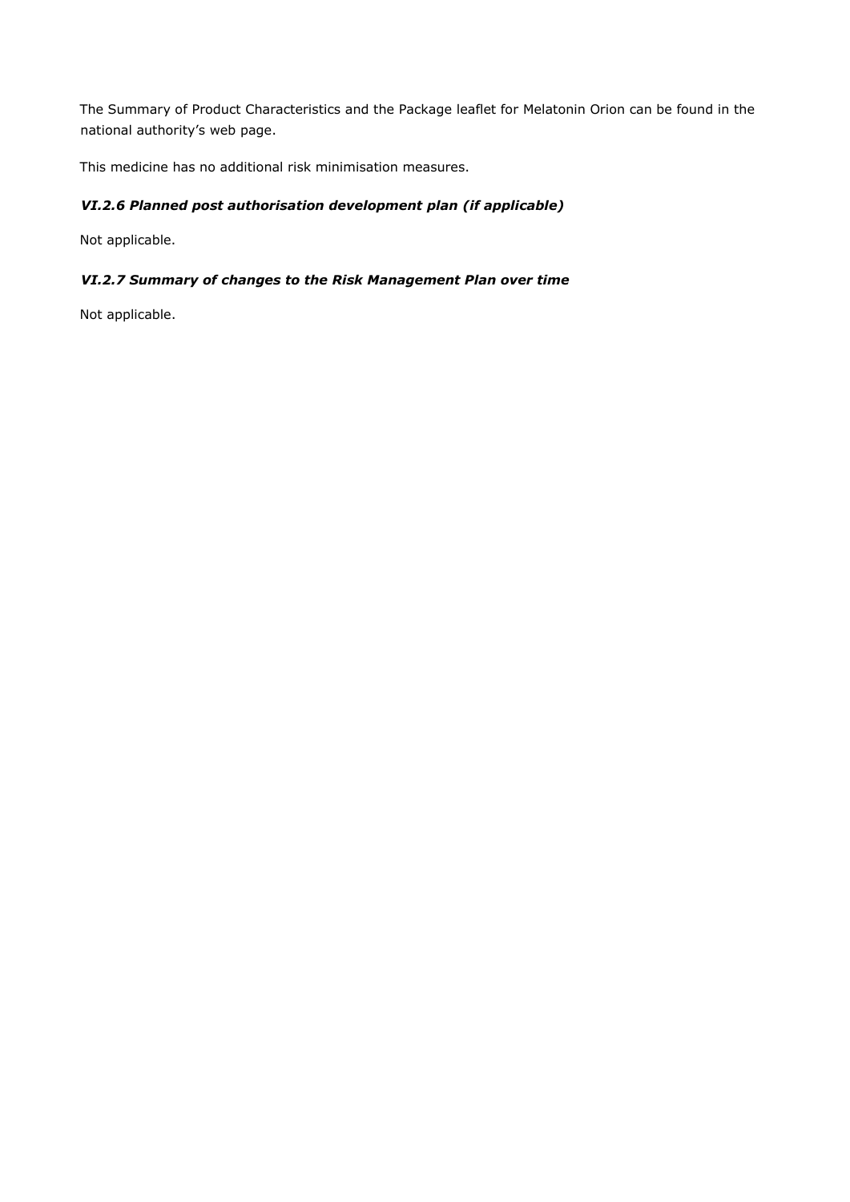The Summary of Product Characteristics and the Package leaflet for Melatonin Orion can be found in the national authority's web page.

This medicine has no additional risk minimisation measures.

### *VI.2.6 Planned post authorisation development plan (if applicable)*

Not applicable.

### *VI.2.7 Summary of changes to the Risk Management Plan over time*

Not applicable.